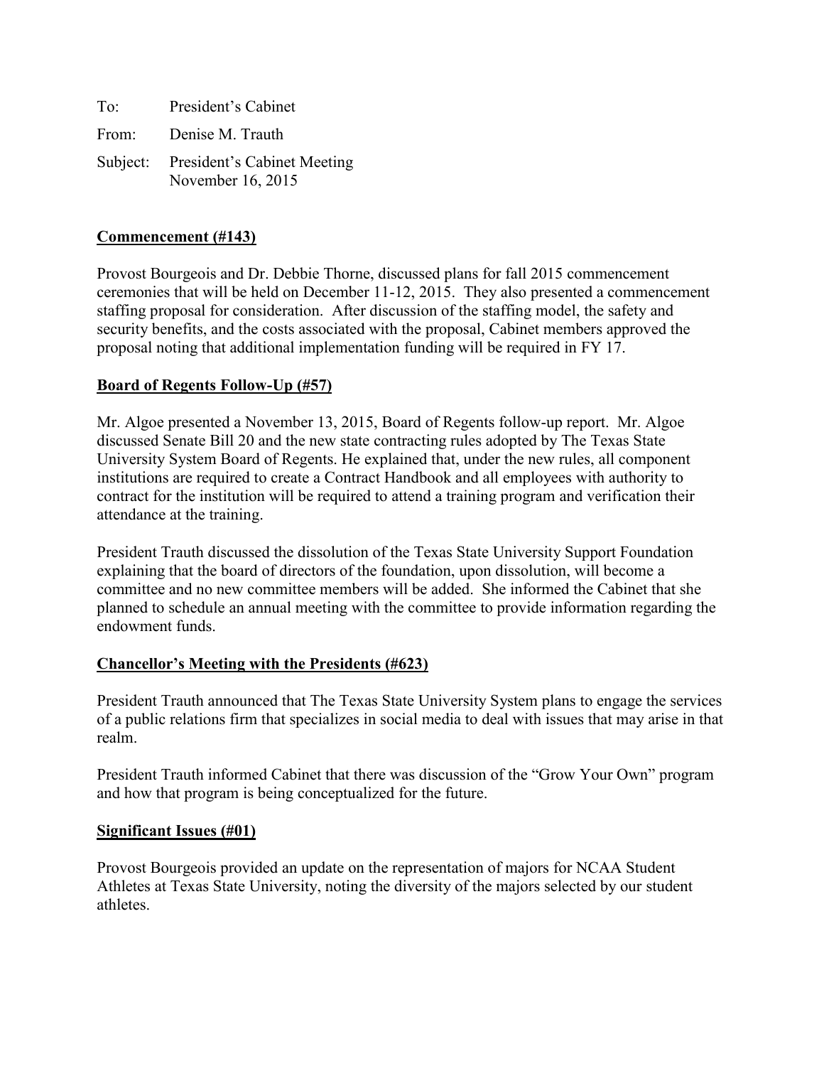To: President's Cabinet

From: Denise M. Trauth

Subject: President's Cabinet Meeting
November 16, 2015

**Commencement (#143)**

Provost Bourgeois and Dr. Debbie Thorne, discussed plans for fall 2015 commencement ceremonies that will be held on December 11-12, 2015. They also presented a commencement staffing proposal for consideration. After discussion of the staffing model, the safety and security benefits, and the costs associated with the proposal, Cabinet members approved the proposal noting that additional implementation funding will be required in FY 17.

**Board of Regents Follow-Up (#57)**

Mr. Algoe presented a November 13, 2015, Board of Regents follow-up report. Mr. Algoe discussed Senate Bill 20 and the new state contracting rules adopted by The Texas State University System Board of Regents. He explained that, under the new rules, all component institutions are required to create a Contract Handbook and all employees with authority to contract for the institution will be required to attend a training program and verification their attendance at the training.

President Trauth discussed the dissolution of the Texas State University Support Foundation explaining that the board of directors of the foundation, upon dissolution, will become a committee and no new committee members will be added. She informed the Cabinet that she planned to schedule an annual meeting with the committee to provide information regarding the endowment funds.

**Chancellor's Meeting with the Presidents (#623)**

President Trauth announced that The Texas State University System plans to engage the services of a public relations firm that specializes in social media to deal with issues that may arise in that realm.

President Trauth informed Cabinet that there was discussion of the "Grow Your Own" program and how that program is being conceptualized for the future.

**Significant Issues (#01)**

Provost Bourgeois provided an update on the representation of majors for NCAA Student Athletes at Texas State University, noting the diversity of the majors selected by our student athletes.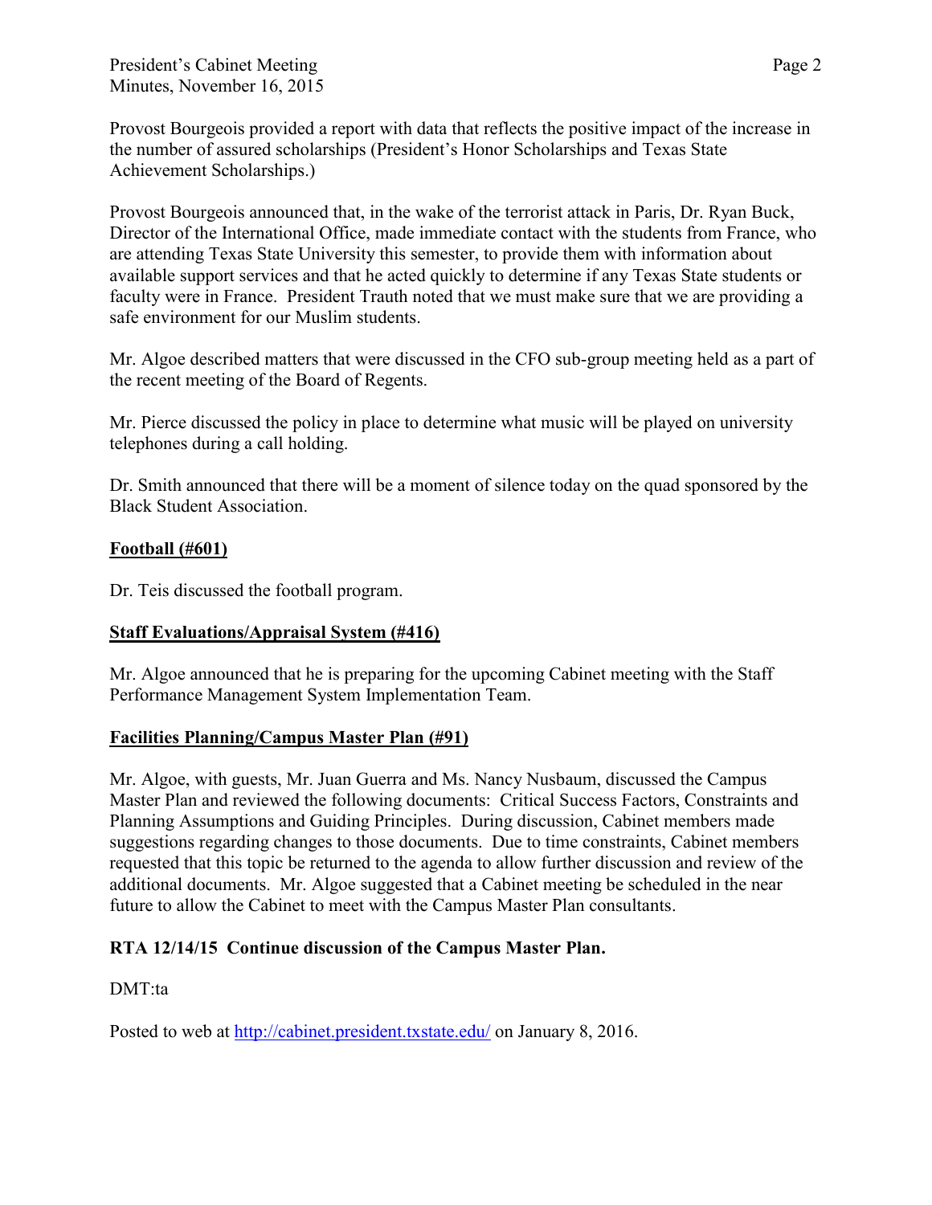Provost Bourgeois provided a report with data that reflects the positive impact of the increase in the number of assured scholarships (President's Honor Scholarships and Texas State Achievement Scholarships.)

Provost Bourgeois announced that, in the wake of the terrorist attack in Paris, Dr. Ryan Buck, Director of the International Office, made immediate contact with the students from France, who are attending Texas State University this semester, to provide them with information about available support services and that he acted quickly to determine if any Texas State students or faculty were in France. President Trauth noted that we must make sure that we are providing a safe environment for our Muslim students.

Mr. Algoe described matters that were discussed in the CFO sub-group meeting held as a part of the recent meeting of the Board of Regents.

Mr. Pierce discussed the policy in place to determine what music will be played on university telephones during a call holding.

Dr. Smith announced that there will be a moment of silence today on the quad sponsored by the Black Student Association.

**Football (#601)**

Dr. Teis discussed the football program.

**Staff Evaluations/Appraisal System (#416)**

Mr. Algoe announced that he is preparing for the upcoming Cabinet meeting with the Staff Performance Management System Implementation Team.

**Facilities Planning/Campus Master Plan (#91)**

Mr. Algoe, with guests, Mr. Juan Guerra and Ms. Nancy Nusbaum, discussed the Campus Master Plan and reviewed the following documents: Critical Success Factors, Constraints and Planning Assumptions and Guiding Principles. During discussion, Cabinet members made suggestions regarding changes to those documents. Due to time constraints, Cabinet members requested that this topic be returned to the agenda to allow further discussion and review of the additional documents. Mr. Algoe suggested that a Cabinet meeting be scheduled in the near future to allow the Cabinet to meet with the Campus Master Plan consultants.

**RTA 12/14/15 Continue discussion of the Campus Master Plan.**

DMT:ta

Posted to web at http://cabinet.president.txstate.edu/ on January 8, 2016.